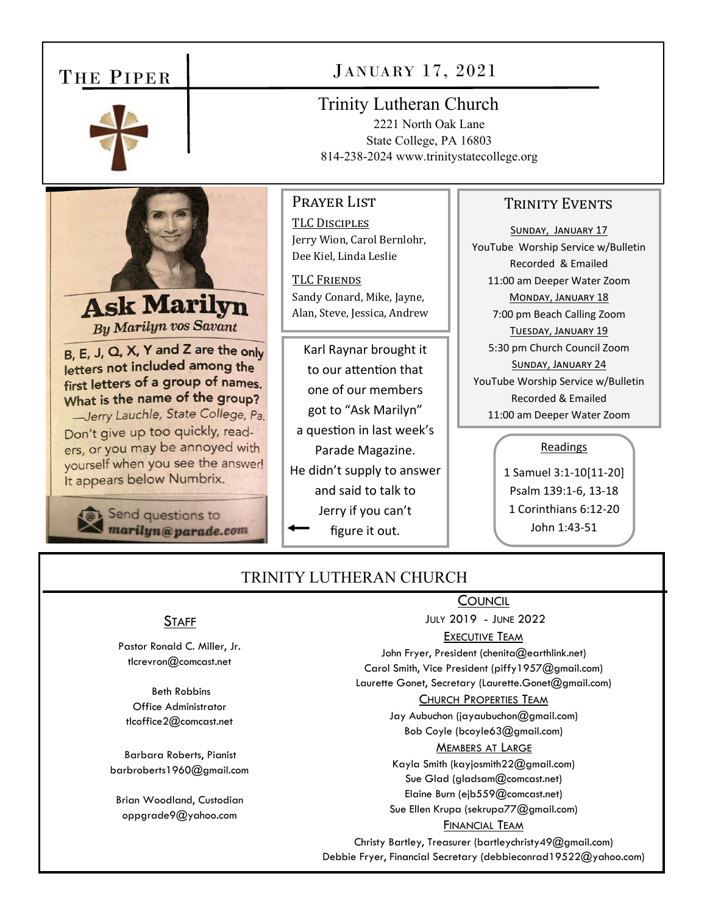# The Piper

## January 17, 2021

**Trinity Lutheran Church**
2221 North Oak Lane
State College, PA 16803
814-238-2024 www.trinitystatecollege.org

### Ask Marilyn

*By Marilyn vos Savant*

**B, E, J, Q, X, Y and Z are the only letters not included among the first letters of a group of names. What is the name of the group?**

—*Jerry Lauchle, State College, Pa.*

Don't give up too quickly, readers, or you may be annoyed with yourself when you see the answer! It appears below Numbrix.

Send questions to **marilyn@parade.com**

### Prayer List

**TLC Disciples**
Jerry Wion, Carol Bernlohr, Dee Kiel, Linda Leslie

**TLC Friends**
Sandy Conard, Mike, Jayne, Alan, Steve, Jessica, Andrew

Karl Raynar brought it to our attention that one of our members got to "Ask Marilyn" a question in last week's Parade Magazine. He didn't supply to answer and said to talk to Jerry if you can't figure it out. ←

### Trinity Events

**Sunday, January 17**
YouTube Worship Service w/Bulletin Recorded & Emailed
11:00 am Deeper Water Zoom

**Monday, January 18**
7:00 pm Beach Calling Zoom

**Tuesday, January 19**
5:30 pm Church Council Zoom

**Sunday, January 24**
YouTube Worship Service w/Bulletin Recorded & Emailed
11:00 am Deeper Water Zoom

### Readings

1 Samuel 3:1-10[11-20]
Psalm 139:1-6, 13-18
1 Corinthians 6:12-20
John 1:43-51

## Trinity Lutheran Church

### Staff

Pastor Ronald C. Miller, Jr.
tlcrevron@comcast.net

Beth Robbins
Office Administrator
tlcoffice2@comcast.net

Barbara Roberts, Pianist
barbroberts1960@gmail.com

Brian Woodland, Custodian
oppgrade9@yahoo.com

### Council

July 2019 - June 2022

**Executive Team**
John Fryer, President (chenita@earthlink.net)
Carol Smith, Vice President (piffy1957@gmail.com)
Laurette Gonet, Secretary (Laurette.Gonet@gmail.com)

**Church Properties Team**
Jay Aubuchon (jayaubuchon@gmail.com)
Bob Coyle (bcoyle63@gmail.com)

**Members at Large**
Kayla Smith (kayjosmith22@gmail.com)
Sue Glad (gladsam@comcast.net)
Elaine Burn (ejb559@comcast.net)
Sue Ellen Krupa (sekrupa77@gmail.com)

**Financial Team**
Christy Bartley, Treasurer (bartleychristy49@gmail.com)
Debbie Fryer, Financial Secretary (debbieconrad19522@yahoo.com)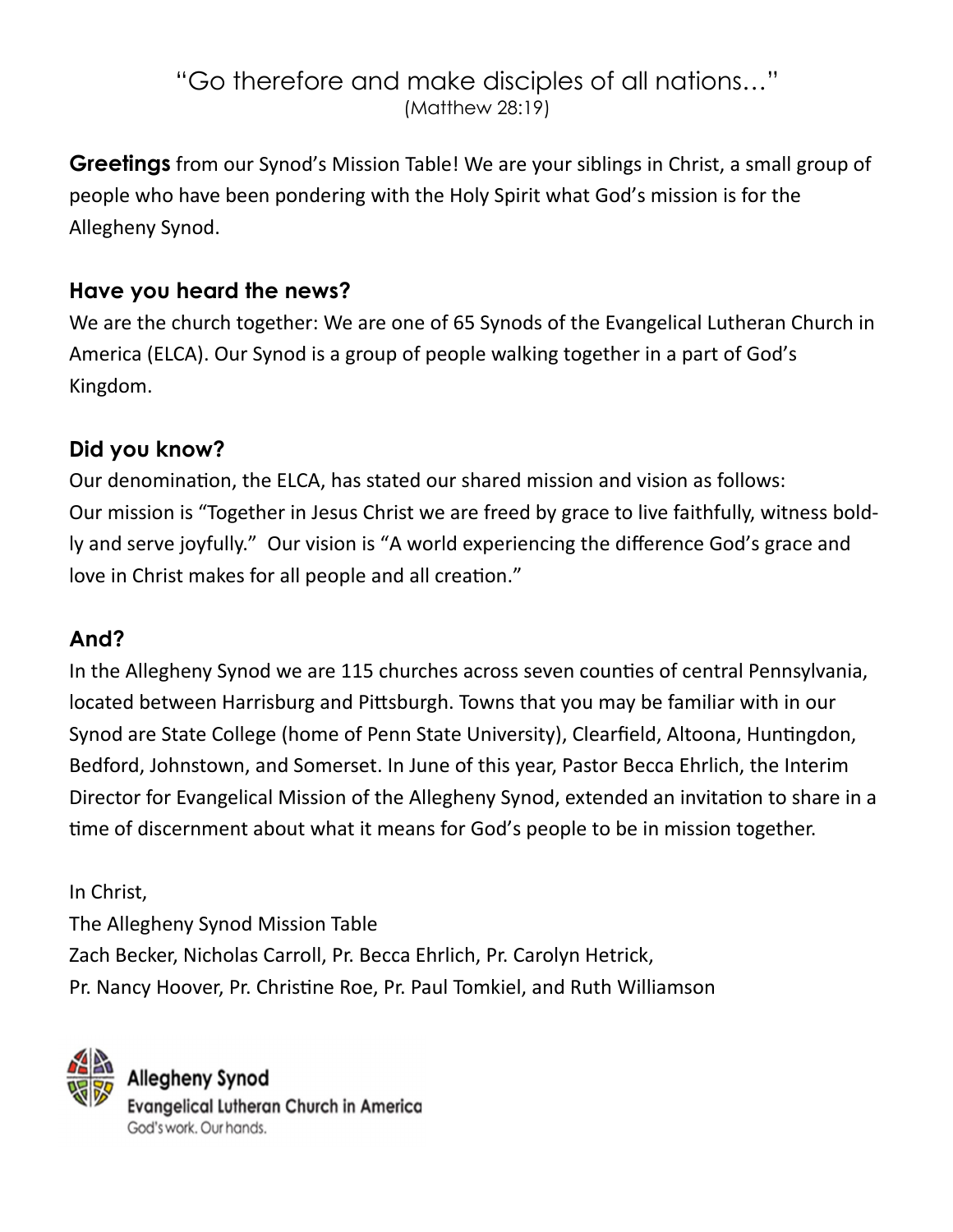"Go therefore and make disciples of all nations…"
(Matthew 28:19)

**Greetings** from our Synod's Mission Table! We are your siblings in Christ, a small group of people who have been pondering with the Holy Spirit what God's mission is for the Allegheny Synod.

### Have you heard the news?

We are the church together: We are one of 65 Synods of the Evangelical Lutheran Church in America (ELCA). Our Synod is a group of people walking together in a part of God's Kingdom.

### Did you know?

Our denomination, the ELCA, has stated our shared mission and vision as follows: Our mission is "Together in Jesus Christ we are freed by grace to live faithfully, witness boldly and serve joyfully." Our vision is "A world experiencing the difference God's grace and love in Christ makes for all people and all creation."

### And?

In the Allegheny Synod we are 115 churches across seven counties of central Pennsylvania, located between Harrisburg and Pittsburgh. Towns that you may be familiar with in our Synod are State College (home of Penn State University), Clearfield, Altoona, Huntingdon, Bedford, Johnstown, and Somerset. In June of this year, Pastor Becca Ehrlich, the Interim Director for Evangelical Mission of the Allegheny Synod, extended an invitation to share in a time of discernment about what it means for God's people to be in mission together.

In Christ,
The Allegheny Synod Mission Table
Zach Becker, Nicholas Carroll, Pr. Becca Ehrlich, Pr. Carolyn Hetrick,
Pr. Nancy Hoover, Pr. Christine Roe, Pr. Paul Tomkiel, and Ruth Williamson

Allegheny Synod
Evangelical Lutheran Church in America
God's work. Our hands.